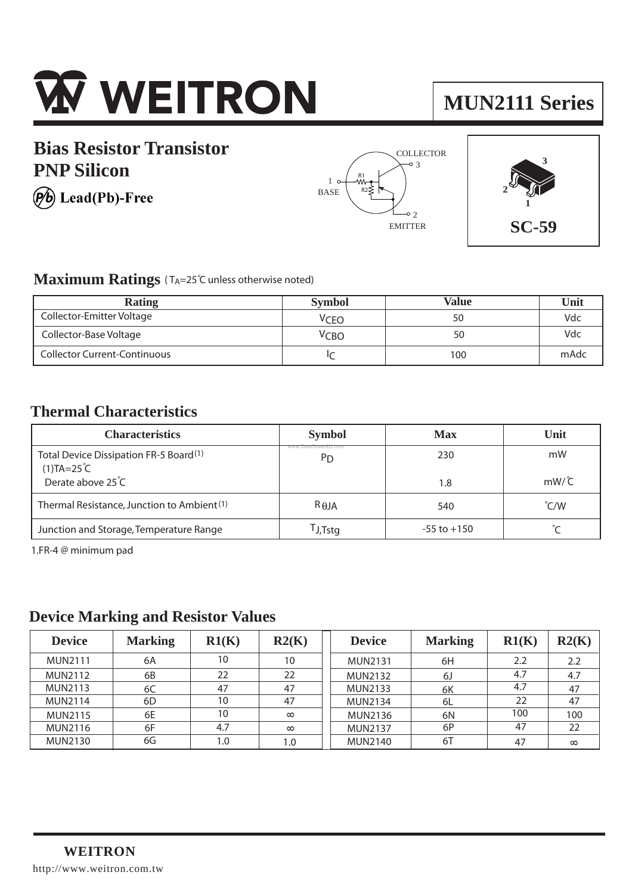# WEITRON

**MUN2111 Series**

## Bias Resistor Transistor
## PNP Silicon

**Lead(Pb)-Free**

COLLECTOR 3
1 BASE
R1
R2
2 EMITTER

SC-59

## Maximum Ratings ( $T_A$=25℃ unless otherwise noted)

| Rating | Symbol | Value | Unit |
|---|---|---|---|
| Collector-Emitter Voltage | $V_{CEO}$ | 50 | Vdc |
| Collector-Base Voltage | $V_{CBO}$ | 50 | Vdc |
| Collector Current-Continuous | $I_C$ | 100 | mAdc |

## Thermal Characteristics

| Characteristics | Symbol | Max | Unit |
|---|---|---|---|
| Total Device Dissipation FR-5 Board(1) (1)TA=25˚C | $P_D$ | 230 | mW |
| Derate above 25˚C | | 1.8 | mW/℃ |
| Thermal Resistance, Junction to Ambient(1) | $R_{\theta JA}$ | 540 | ˚C/W |
| Junction and Storage, Temperature Range | $T_{J,Tstg}$ | -55 to +150 | ˚C |

1.FR-4 @ minimum pad

## Device Marking and Resistor Values

| Device | Marking | R1(K) | R2(K) | Device | Marking | R1(K) | R2(K) |
|---|---|---|---|---|---|---|---|
| MUN2111 | 6A | 10 | 10 | MUN2131 | 6H | 2.2 | 2.2 |
| MUN2112 | 6B | 22 | 22 | MUN2132 | 6J | 4.7 | 4.7 |
| MUN2113 | 6C | 47 | 47 | MUN2133 | 6K | 4.7 | 47 |
| MUN2114 | 6D | 10 | 47 | MUN2134 | 6L | 22 | 47 |
| MUN2115 | 6E | 10 | ∞ | MUN2136 | 6N | 100 | 100 |
| MUN2116 | 6F | 4.7 | ∞ | MUN2137 | 6P | 47 | 22 |
| MUN2130 | 6G | 1.0 | 1.0 | MUN2140 | 6T | 47 | ∞ |

**WEITRON**
http://www.weitron.com.tw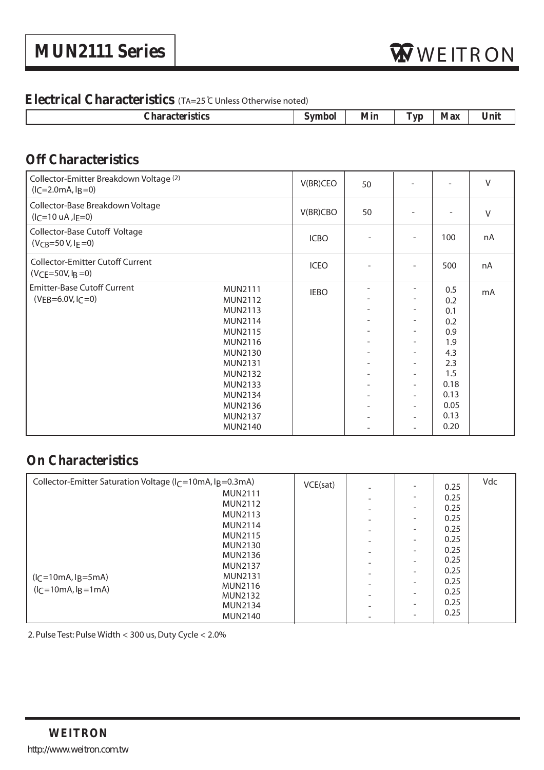# MUN2111 Series

## Electrical Characteristics (TA=25℃ Unless Otherwise noted)

| Characteristics | | Symbol | Min | Typ | Max | Unit |
|---|---|---|---|---|---|---|

## Off Characteristics

| Characteristics | | Symbol | Min | Typ | Max | Unit |
|---|---|---|---|---|---|---|
| Collector-Emitter Breakdown Voltage (2) ($I_C$=2.0mA, $I_B$=0) | | V(BR)CEO | 50 | - | - | V |
| Collector-Base Breakdown Voltage ($I_C$=10 uA ,$I_E$=0) | | V(BR)CBO | 50 | - | - | V |
| Collector-Base Cutoff Voltage ($V_{CB}$=50 V, $I_E$=0) | | ICBO | - | - | 100 | nA |
| Collector-Emitter Cutoff Current ($V_{CE}$=50V, $I_B$ =0) | | ICEO | - | - | 500 | nA |
| Emitter-Base Cutoff Current ($V_{EB}$=6.0V, $I_C$=0) | MUN2111 | IEBO | - | - | 0.5 | mA |
| | MUN2112 | | - | - | 0.2 | |
| | MUN2113 | | - | - | 0.1 | |
| | MUN2114 | | - | - | 0.2 | |
| | MUN2115 | | - | - | 0.9 | |
| | MUN2116 | | - | - | 1.9 | |
| | MUN2130 | | - | - | 4.3 | |
| | MUN2131 | | - | - | 2.3 | |
| | MUN2132 | | - | - | 1.5 | |
| | MUN2133 | | - | - | 0.18 | |
| | MUN2134 | | - | - | 0.13 | |
| | MUN2136 | | - | - | 0.05 | |
| | MUN2137 | | - | - | 0.13 | |
| | MUN2140 | | - | - | 0.20 | |

## On Characteristics

| Characteristics | | Symbol | Min | Typ | Max | Unit |
|---|---|---|---|---|---|---|
| Collector-Emitter Saturation Voltage ($I_C$=10mA, $I_B$=0.3mA) | MUN2111 | VCE(sat) | - | - | 0.25 | Vdc |
| | MUN2112 | | - | - | 0.25 | |
| | MUN2113 | | - | - | 0.25 | |
| | MUN2114 | | - | - | 0.25 | |
| | MUN2115 | | - | - | 0.25 | |
| | MUN2130 | | - | - | 0.25 | |
| | MUN2136 | | - | - | 0.25 | |
| | MUN2137 | | - | - | 0.25 | |
| ($I_C$=10mA, $I_B$=5mA) | MUN2131 | | - | - | 0.25 | |
| ($I_C$=10mA, $I_B$ =1mA) | MUN2116 | | - | - | 0.25 | |
| | MUN2132 | | - | - | 0.25 | |
| | MUN2134 | | - | - | 0.25 | |
| | MUN2140 | | - | - | 0.25 | |

2. Pulse Test: Pulse Width < 300 us, Duty Cycle < 2.0%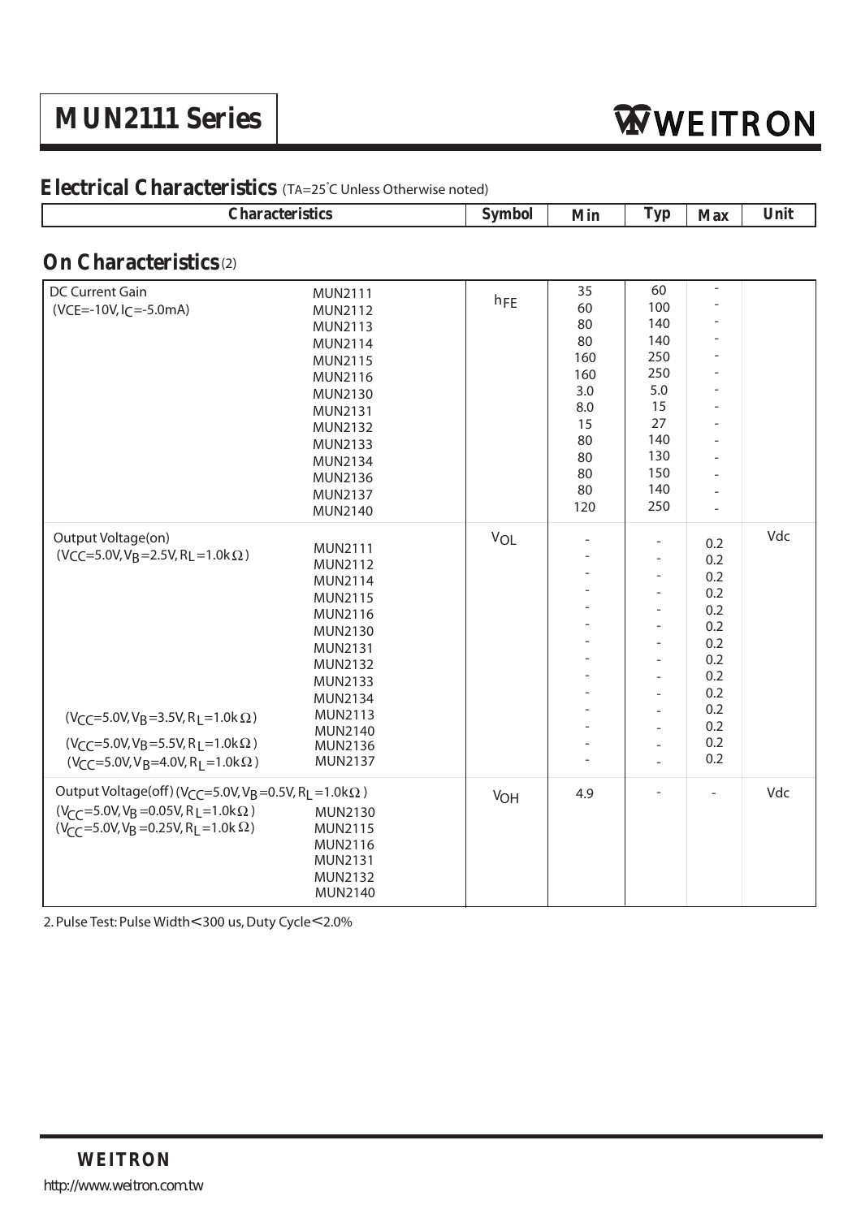# MUN2111 Series

## Electrical Characteristics (TA=25°C Unless Otherwise noted)

### On Characteristics (2)

| Characteristics | | Symbol | Min | Typ | Max | Unit |
|---|---|---|---|---|---|---|
| DC Current Gain ($V_{CE}$=-10V, $I_C$=-5.0mA) | MUN2111 | $h_{FE}$ | 35 | 60 | - | |
| | MUN2112 | | 60 | 100 | - | |
| | MUN2113 | | 80 | 140 | - | |
| | MUN2114 | | 80 | 140 | - | |
| | MUN2115 | | 160 | 250 | - | |
| | MUN2116 | | 160 | 250 | - | |
| | MUN2130 | | 3.0 | 5.0 | - | |
| | MUN2131 | | 8.0 | 15 | - | |
| | MUN2132 | | 15 | 27 | - | |
| | MUN2133 | | 80 | 140 | - | |
| | MUN2134 | | 80 | 130 | - | |
| | MUN2136 | | 80 | 150 | - | |
| | MUN2137 | | 80 | 140 | - | |
| | MUN2140 | | 120 | 250 | - | |
| Output Voltage(on) ($V_{CC}$=5.0V, $V_B$=2.5V, $R_L$=1.0kΩ) | MUN2111 | $V_{OL}$ | - | - | 0.2 | Vdc |
| | MUN2112 | | - | - | 0.2 | |
| | MUN2114 | | - | - | 0.2 | |
| | MUN2115 | | - | - | 0.2 | |
| | MUN2116 | | - | - | 0.2 | |
| | MUN2130 | | - | - | 0.2 | |
| | MUN2131 | | - | - | 0.2 | |
| | MUN2132 | | - | - | 0.2 | |
| | MUN2133 | | - | - | 0.2 | |
| | MUN2134 | | - | - | 0.2 | |
| ($V_{CC}$=5.0V, $V_B$=3.5V, $R_L$=1.0kΩ) | MUN2113 | | - | - | 0.2 | |
| | MUN2140 | | - | - | 0.2 | |
| ($V_{CC}$=5.0V, $V_B$=5.5V, $R_L$=1.0kΩ) | MUN2136 | | - | - | 0.2 | |
| ($V_{CC}$=5.0V, $V_B$=4.0V, $R_L$=1.0kΩ) | MUN2137 | | - | - | 0.2 | |
| Output Voltage(off) ($V_{CC}$=5.0V, $V_B$=0.5V, $R_L$=1.0kΩ) | | $V_{OH}$ | 4.9 | - | - | Vdc |
| ($V_{CC}$=5.0V, $V_B$=0.05V, $R_L$=1.0kΩ) | MUN2130 | | | | | |
| ($V_{CC}$=5.0V, $V_B$=0.25V, $R_L$=1.0kΩ) | MUN2115 | | | | | |
| | MUN2116 | | | | | |
| | MUN2131 | | | | | |
| | MUN2132 | | | | | |
| | MUN2140 | | | | | |

2. Pulse Test: Pulse Width<300 us, Duty Cycle<2.0%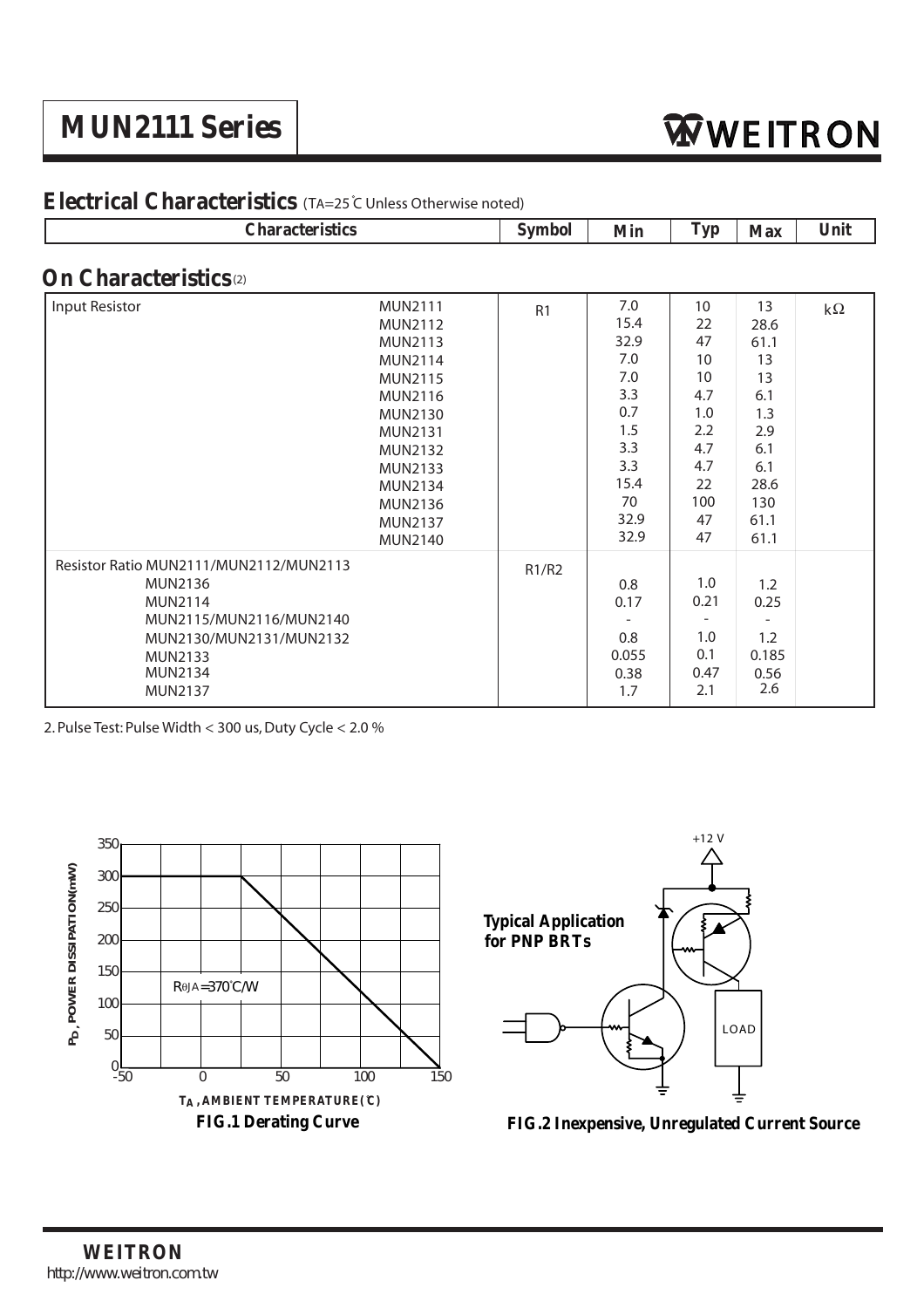## Electrical Characteristics (TA=25°C Unless Otherwise noted)

| Characteristics | | Symbol | Min | Typ | Max | Unit |
|---|---|---|---|---|---|---|

### On Characteristics(2)

| Characteristics | | Symbol | Min | Typ | Max | Unit |
|---|---|---|---|---|---|---|
| Input Resistor | MUN2111 | R1 | 7.0 | 10 | 13 | kΩ |
| | MUN2112 | | 15.4 | 22 | 28.6 | |
| | MUN2113 | | 32.9 | 47 | 61.1 | |
| | MUN2114 | | 7.0 | 10 | 13 | |
| | MUN2115 | | 7.0 | 10 | 13 | |
| | MUN2116 | | 3.3 | 4.7 | 6.1 | |
| | MUN2130 | | 0.7 | 1.0 | 1.3 | |
| | MUN2131 | | 1.5 | 2.2 | 2.9 | |
| | MUN2132 | | 3.3 | 4.7 | 6.1 | |
| | MUN2133 | | 3.3 | 4.7 | 6.1 | |
| | MUN2134 | | 15.4 | 22 | 28.6 | |
| | MUN2136 | | 70 | 100 | 130 | |
| | MUN2137 | | 32.9 | 47 | 61.1 | |
| | MUN2140 | | 32.9 | 47 | 61.1 | |
| Resistor Ratio | MUN2111/MUN2112/MUN2113 MUN2136 | R1/R2 | 0.8 | 1.0 | 1.2 | |
| | MUN2114 | | 0.17 | 0.21 | 0.25 | |
| | MUN2115/MUN2116/MUN2140 | | - | - | - | |
| | MUN2130/MUN2131/MUN2132 | | 0.8 | 1.0 | 1.2 | |
| | MUN2133 | | 0.055 | 0.1 | 0.185 | |
| | MUN2134 | | 0.38 | 0.47 | 0.56 | |
| | MUN2137 | | 1.7 | 2.1 | 2.6 | |

2. Pulse Test: Pulse Width < 300 us, Duty Cycle < 2.0 %

FIG.1 Derating Curve

Typical Application for PNP BRTs

FIG.2 Inexpensive, Unregulated Current Source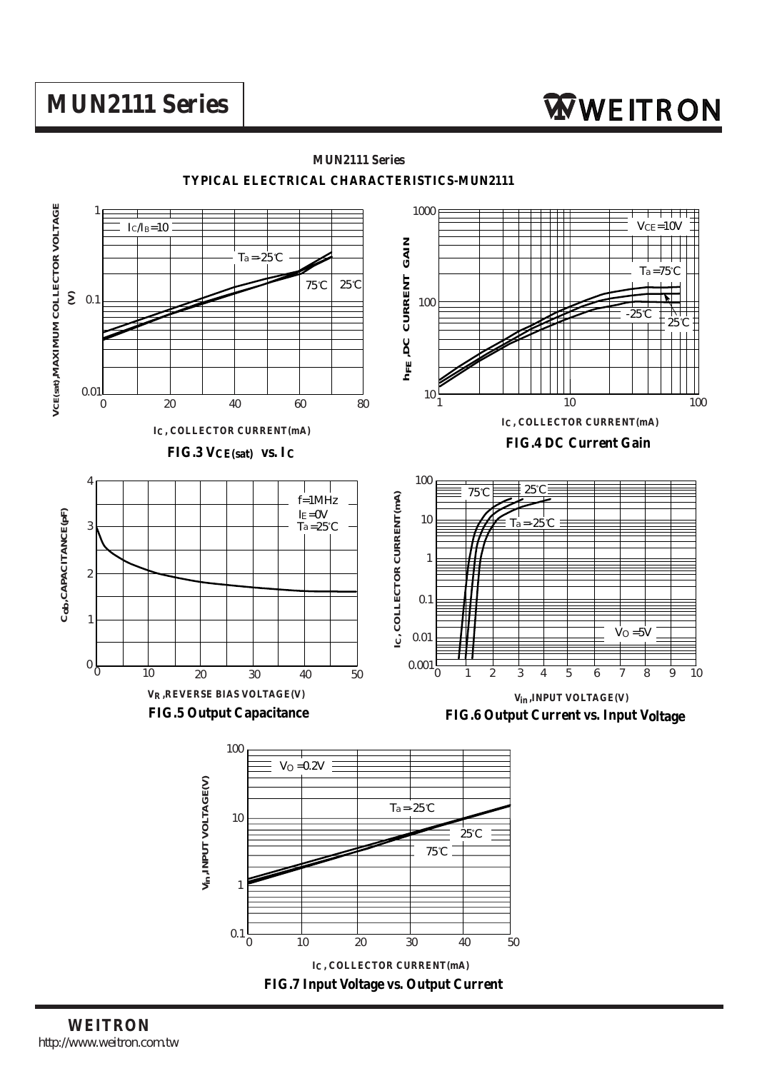## MUN2111 Series

### TYPICAL ELECTRICAL CHARACTERISTICS-MUN2111

$I_C/I_B$=10

$T_a$=-25℃

75℃ 25℃

$V_{CE(sat)}$,MAXIMUM COLLECTOR VOLTAGE (V)

$I_C$, COLLECTOR CURRENT(mA)

**FIG.3 $V_{CE(sat)}$ vs. $I_C$**

$V_{CE}$=10V

$T_a$=75℃

-25℃

25℃

$h_{FE}$,DC CURRENT GAIN

$I_C$, COLLECTOR CURRENT(mA)

**FIG.4 DC Current Gain**

f=1MHz

$I_E$=0V

$T_a$=25℃

$C_{ob}$,CAPACITANCE(pF)

$V_R$,REVERSE BIAS VOLTAGE(V)

**FIG.5 Output Capacitance**

75℃ 25℃

$T_a$=-25℃

$V_O$=5V

$I_C$, COLLECTOR CURRENT(mA)

$V_{in}$,INPUT VOLTAGE(V)

**FIG.6 Output Current vs. Input Voltage**

$V_O$=0.2V

$T_a$=-25℃

25℃

75℃

$V_{in}$,INPUT VOLTAGE(V)

$I_C$, COLLECTOR CURRENT(mA)

**FIG.7 Input Voltage vs. Output Current**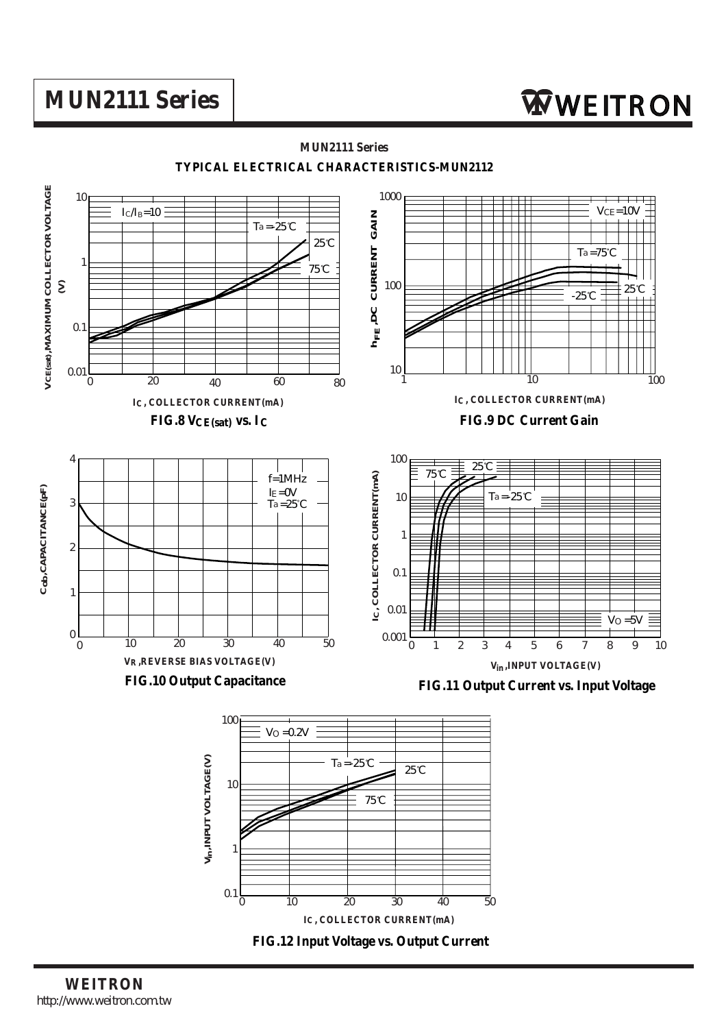## MUN2111 Series

**TYPICAL ELECTRICAL CHARACTERISTICS-MUN2112**

FIG.8 $V_{CE(sat)}$ vs. $I_C$

FIG.9 DC Current Gain

FIG.10 Output Capacitance

FIG.11 Output Current vs. Input Voltage

FIG.12 Input Voltage vs. Output Current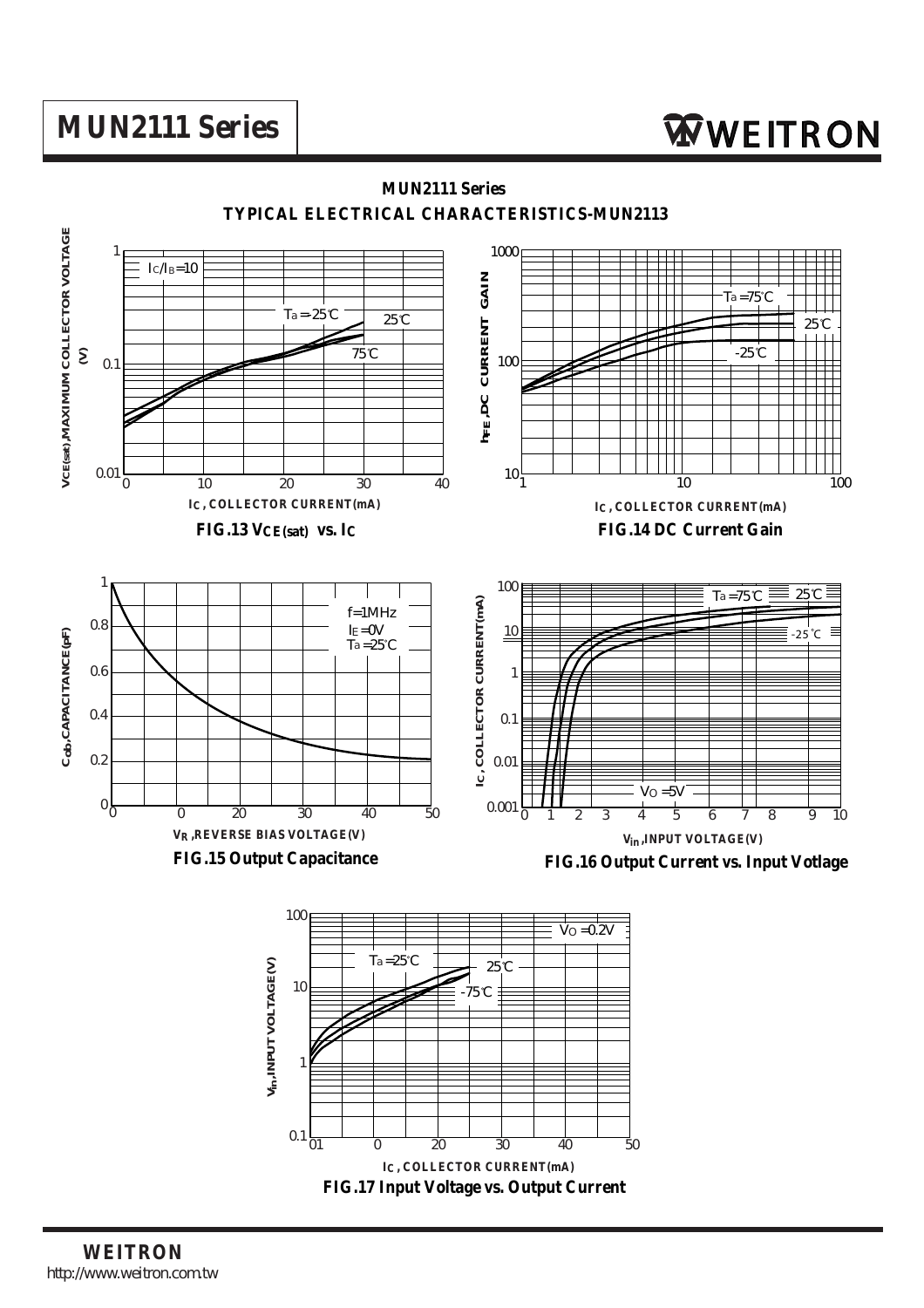## MUN2111 Series

### TYPICAL ELECTRICAL CHARACTERISTICS-MUN2113

FIG.13 $V_{CE(sat)}$ vs. $I_C$

FIG.14 DC Current Gain

FIG.15 Output Capacitance

FIG.16 Output Current vs. Input Votlage

FIG.17 Input Voltage vs. Output Current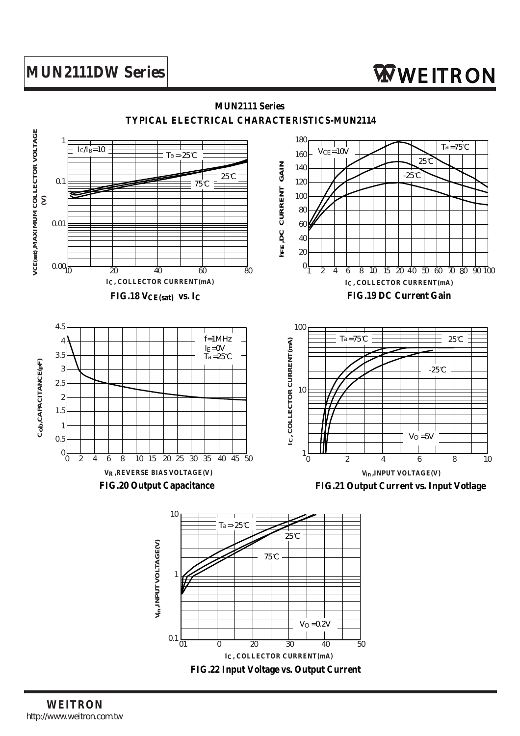# MUN2111DW Series

## MUN2111 Series

### TYPICAL ELECTRICAL CHARACTERISTICS-MUN2114

FIG.18 $V_{CE(sat)}$ vs. $I_C$

FIG.19 DC Current Gain

FIG.20 Output Capacitance

FIG.21 Output Current vs. Input Votlage

FIG.22 Input Voltage vs. Output Current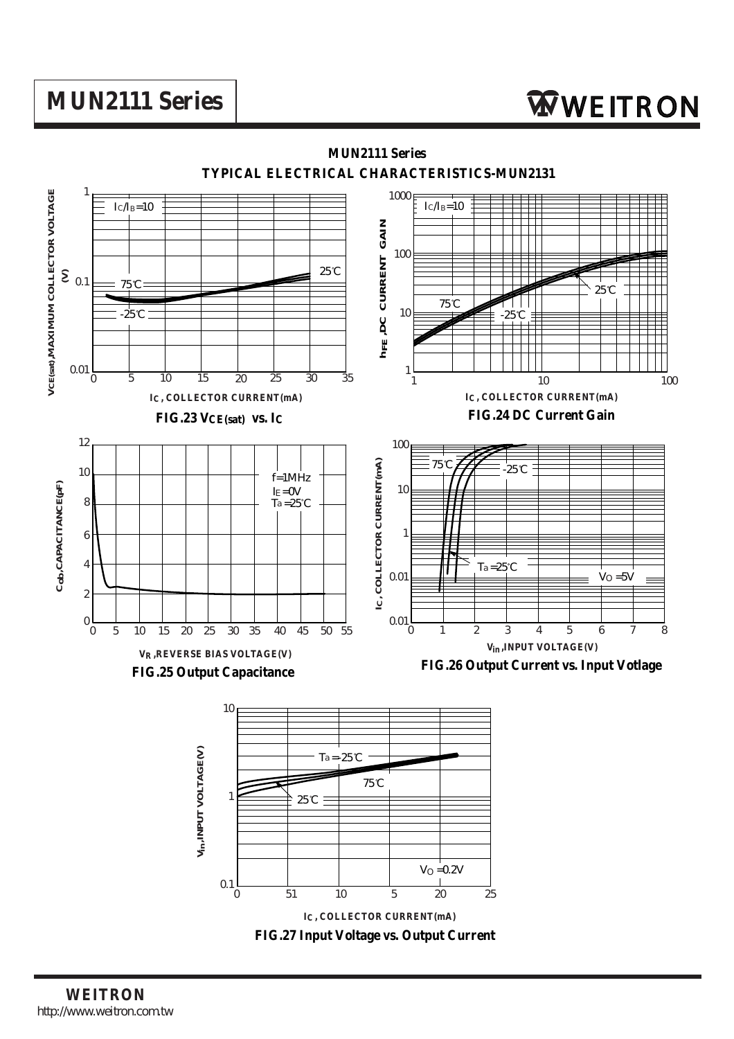## MUN2111 Series

### TYPICAL ELECTRICAL CHARACTERISTICS-MUN2131

FIG.23 $V_{CE(sat)}$ vs. $I_C$

FIG.24 DC Current Gain

FIG.25 Output Capacitance

FIG.26 Output Current vs. Input Votlage

FIG.27 Input Voltage vs. Output Current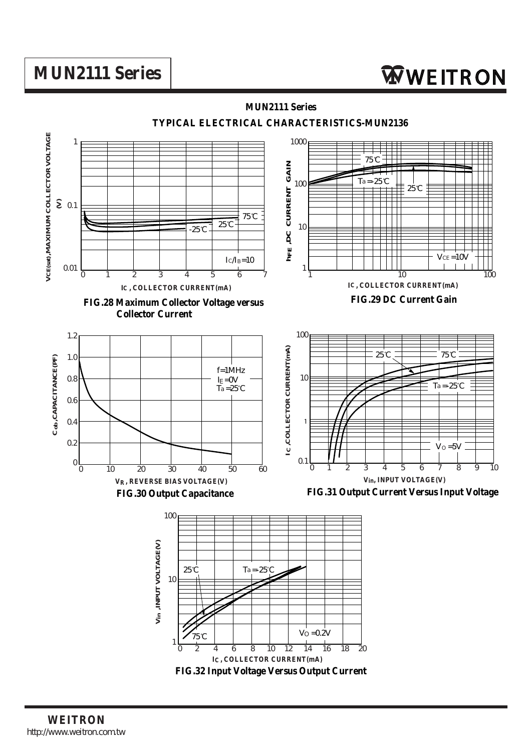## MUN2111 Series

### TYPICAL ELECTRICAL CHARACTERISTICS-MUN2136

**FIG.28 Maximum Collector Voltage versus Collector Current**

**FIG.29 DC Current Gain**

**FIG.30 Output Capacitance**

**FIG.31 Output Current Versus Input Voltage**

**FIG.32 Input Voltage Versus Output Current**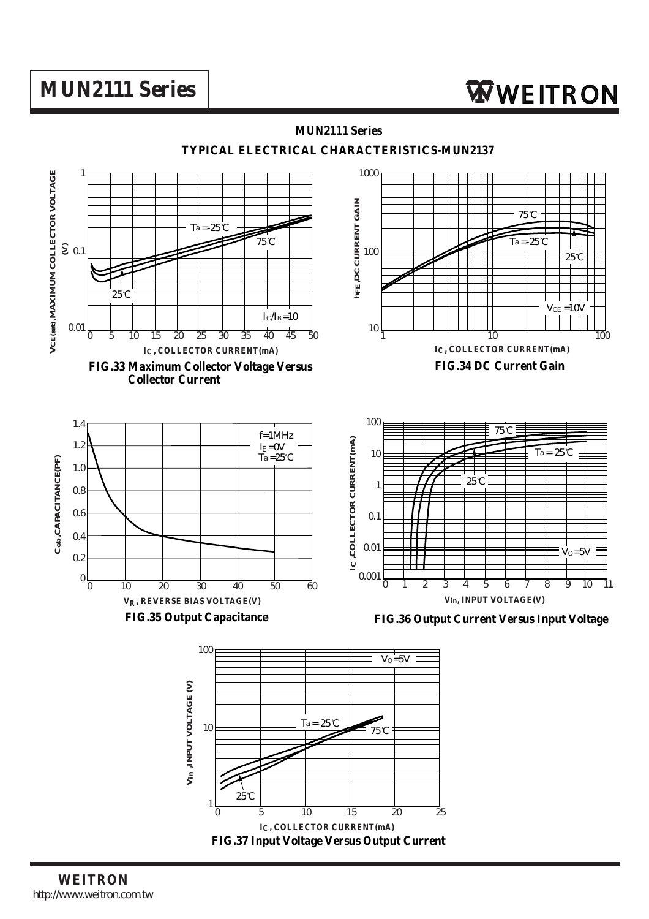## MUN2111 Series

### TYPICAL ELECTRICAL CHARACTERISTICS-MUN2137

FIG.33 Maximum Collector Voltage Versus Collector Current

FIG.34 DC Current Gain

FIG.35 Output Capacitance

FIG.36 Output Current Versus Input Voltage

FIG.37 Input Voltage Versus Output Current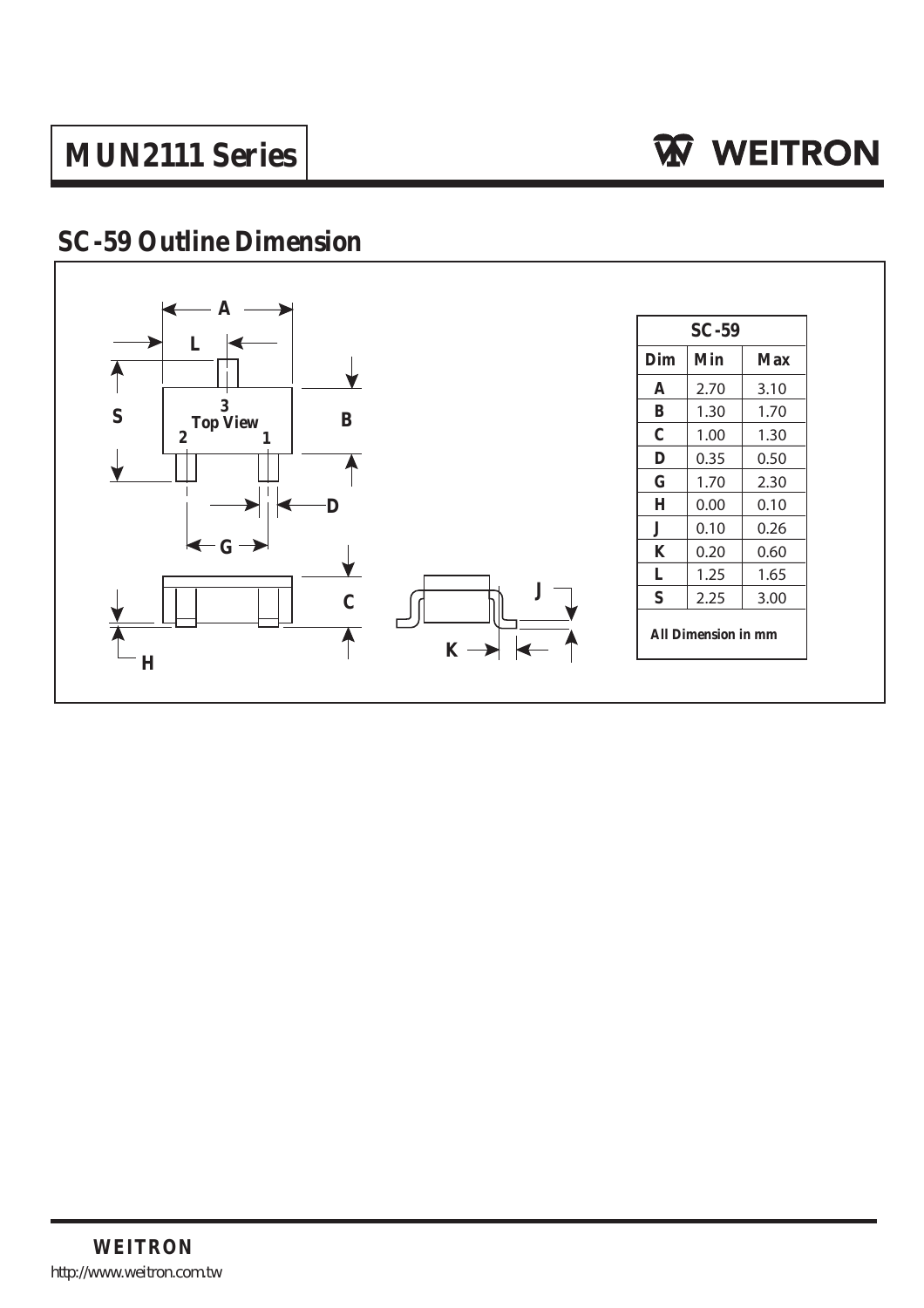## SC-59 Outline Dimension

A
L
S
3
Top View
2
1
B
D
G
C
H
J
K

| SC-59 | | |
|---|---|---|
| Dim | Min | Max |
| A | 2.70 | 3.10 |
| B | 1.30 | 1.70 |
| C | 1.00 | 1.30 |
| D | 0.35 | 0.50 |
| G | 1.70 | 2.30 |
| H | 0.00 | 0.10 |
| J | 0.10 | 0.26 |
| K | 0.20 | 0.60 |
| L | 1.25 | 1.65 |
| S | 2.25 | 3.00 |

All Dimension in mm